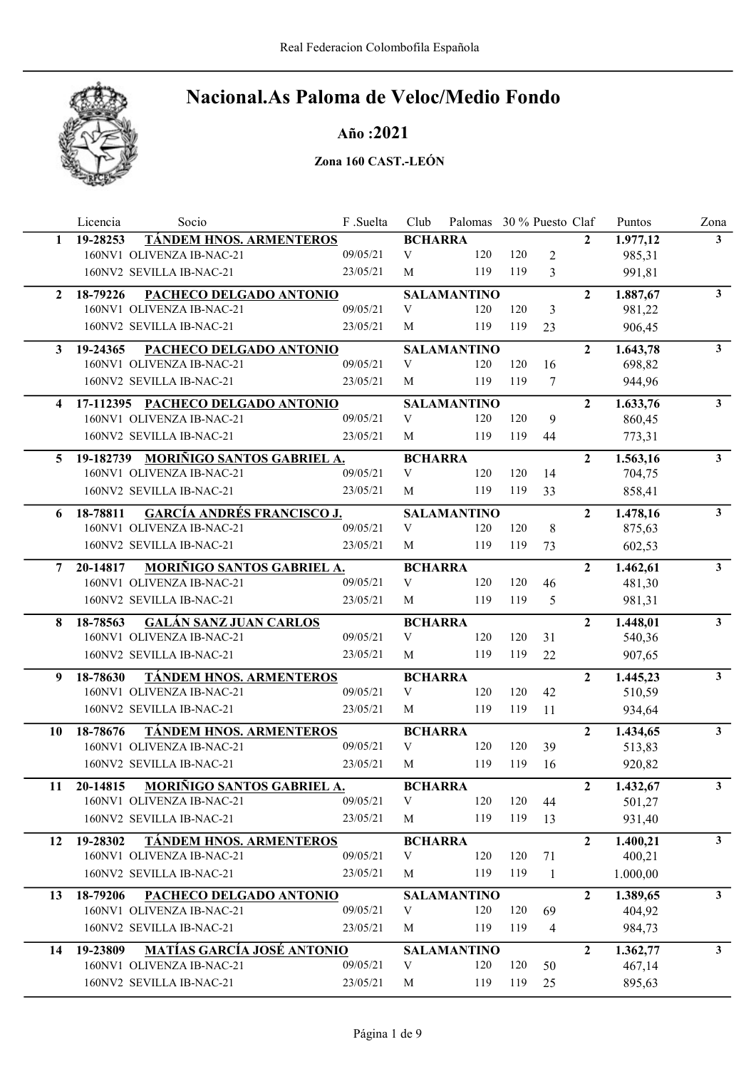# Nacional.As Paloma de Veloc/Medio Fondo

## Año :2021

### Zona 160 CAST.-LEÓN

| | Licencia | Socio | F .Suelta | Club | Palomas | 30 % | Puesto | Claf | Puntos | Zona |
|---|---|---|---|---|---|---|---|---|---|---|
| **1** | **19-28253** | **TÁNDEM HNOS. ARMENTEROS** | | **BCHARRA** | | | | **2** | **1.977,12** | **3** |
| | | 160NV1 OLIVENZA IB-NAC-21 | 09/05/21 | V | 120 | 120 | 2 | | 985,31 | |
| | | 160NV2 SEVILLA IB-NAC-21 | 23/05/21 | M | 119 | 119 | 3 | | 991,81 | |
| **2** | **18-79226** | **PACHECO DELGADO ANTONIO** | | **SALAMANTINO** | | | | **2** | **1.887,67** | **3** |
| | | 160NV1 OLIVENZA IB-NAC-21 | 09/05/21 | V | 120 | 120 | 3 | | 981,22 | |
| | | 160NV2 SEVILLA IB-NAC-21 | 23/05/21 | M | 119 | 119 | 23 | | 906,45 | |
| **3** | **19-24365** | **PACHECO DELGADO ANTONIO** | | **SALAMANTINO** | | | | **2** | **1.643,78** | **3** |
| | | 160NV1 OLIVENZA IB-NAC-21 | 09/05/21 | V | 120 | 120 | 16 | | 698,82 | |
| | | 160NV2 SEVILLA IB-NAC-21 | 23/05/21 | M | 119 | 119 | 7 | | 944,96 | |
| **4** | **17-112395** | **PACHECO DELGADO ANTONIO** | | **SALAMANTINO** | | | | **2** | **1.633,76** | **3** |
| | | 160NV1 OLIVENZA IB-NAC-21 | 09/05/21 | V | 120 | 120 | 9 | | 860,45 | |
| | | 160NV2 SEVILLA IB-NAC-21 | 23/05/21 | M | 119 | 119 | 44 | | 773,31 | |
| **5** | **19-182739** | **MORIÑIGO SANTOS GABRIEL A.** | | **BCHARRA** | | | | **2** | **1.563,16** | **3** |
| | | 160NV1 OLIVENZA IB-NAC-21 | 09/05/21 | V | 120 | 120 | 14 | | 704,75 | |
| | | 160NV2 SEVILLA IB-NAC-21 | 23/05/21 | M | 119 | 119 | 33 | | 858,41 | |
| **6** | **18-78811** | **GARCÍA ANDRÉS FRANCISCO J.** | | **SALAMANTINO** | | | | **2** | **1.478,16** | **3** |
| | | 160NV1 OLIVENZA IB-NAC-21 | 09/05/21 | V | 120 | 120 | 8 | | 875,63 | |
| | | 160NV2 SEVILLA IB-NAC-21 | 23/05/21 | M | 119 | 119 | 73 | | 602,53 | |
| **7** | **20-14817** | **MORIÑIGO SANTOS GABRIEL A.** | | **BCHARRA** | | | | **2** | **1.462,61** | **3** |
| | | 160NV1 OLIVENZA IB-NAC-21 | 09/05/21 | V | 120 | 120 | 46 | | 481,30 | |
| | | 160NV2 SEVILLA IB-NAC-21 | 23/05/21 | M | 119 | 119 | 5 | | 981,31 | |
| **8** | **18-78563** | **GALÁN SANZ JUAN CARLOS** | | **BCHARRA** | | | | **2** | **1.448,01** | **3** |
| | | 160NV1 OLIVENZA IB-NAC-21 | 09/05/21 | V | 120 | 120 | 31 | | 540,36 | |
| | | 160NV2 SEVILLA IB-NAC-21 | 23/05/21 | M | 119 | 119 | 22 | | 907,65 | |
| **9** | **18-78630** | **TÁNDEM HNOS. ARMENTEROS** | | **BCHARRA** | | | | **2** | **1.445,23** | **3** |
| | | 160NV1 OLIVENZA IB-NAC-21 | 09/05/21 | V | 120 | 120 | 42 | | 510,59 | |
| | | 160NV2 SEVILLA IB-NAC-21 | 23/05/21 | M | 119 | 119 | 11 | | 934,64 | |
| **10** | **18-78676** | **TÁNDEM HNOS. ARMENTEROS** | | **BCHARRA** | | | | **2** | **1.434,65** | **3** |
| | | 160NV1 OLIVENZA IB-NAC-21 | 09/05/21 | V | 120 | 120 | 39 | | 513,83 | |
| | | 160NV2 SEVILLA IB-NAC-21 | 23/05/21 | M | 119 | 119 | 16 | | 920,82 | |
| **11** | **20-14815** | **MORIÑIGO SANTOS GABRIEL A.** | | **BCHARRA** | | | | **2** | **1.432,67** | **3** |
| | | 160NV1 OLIVENZA IB-NAC-21 | 09/05/21 | V | 120 | 120 | 44 | | 501,27 | |
| | | 160NV2 SEVILLA IB-NAC-21 | 23/05/21 | M | 119 | 119 | 13 | | 931,40 | |
| **12** | **19-28302** | **TÁNDEM HNOS. ARMENTEROS** | | **BCHARRA** | | | | **2** | **1.400,21** | **3** |
| | | 160NV1 OLIVENZA IB-NAC-21 | 09/05/21 | V | 120 | 120 | 71 | | 400,21 | |
| | | 160NV2 SEVILLA IB-NAC-21 | 23/05/21 | M | 119 | 119 | 1 | | 1.000,00 | |
| **13** | **18-79206** | **PACHECO DELGADO ANTONIO** | | **SALAMANTINO** | | | | **2** | **1.389,65** | **3** |
| | | 160NV1 OLIVENZA IB-NAC-21 | 09/05/21 | V | 120 | 120 | 69 | | 404,92 | |
| | | 160NV2 SEVILLA IB-NAC-21 | 23/05/21 | M | 119 | 119 | 4 | | 984,73 | |
| **14** | **19-23809** | **MATÍAS GARCÍA JOSÉ ANTONIO** | | **SALAMANTINO** | | | | **2** | **1.362,77** | **3** |
| | | 160NV1 OLIVENZA IB-NAC-21 | 09/05/21 | V | 120 | 120 | 50 | | 467,14 | |
| | | 160NV2 SEVILLA IB-NAC-21 | 23/05/21 | M | 119 | 119 | 25 | | 895,63 | |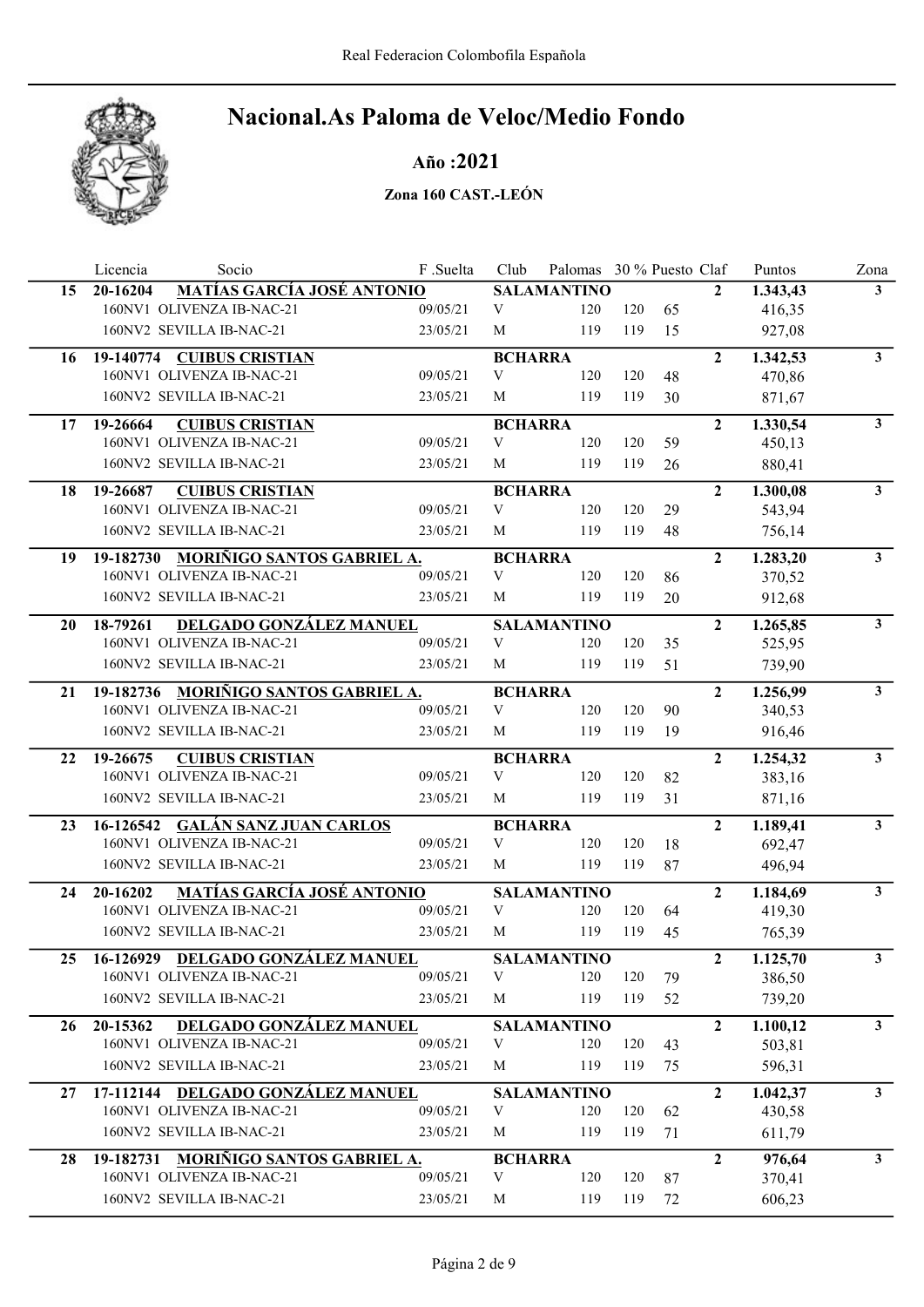# Nacional.As Paloma de Veloc/Medio Fondo

## Año :2021

### Zona 160 CAST.-LEÓN

| | Licencia | Socio | F .Suelta | Club | Palomas | 30 % | Puesto | Claf | Puntos | Zona |
|---|---|---|---|---|---|---|---|---|---|---|
| **15** | **20-16204** | **MATÍAS GARCÍA JOSÉ ANTONIO** | | **SALAMANTINO** | | | | **2** | **1.343,43** | **3** |
| | 160NV1 | OLIVENZA IB-NAC-21 | 09/05/21 | V | 120 | 120 | 65 | | 416,35 | |
| | 160NV2 | SEVILLA IB-NAC-21 | 23/05/21 | M | 119 | 119 | 15 | | 927,08 | |
| **16** | **19-140774** | **CUIBUS CRISTIAN** | | **BCHARRA** | | | | **2** | **1.342,53** | **3** |
| | 160NV1 | OLIVENZA IB-NAC-21 | 09/05/21 | V | 120 | 120 | 48 | | 470,86 | |
| | 160NV2 | SEVILLA IB-NAC-21 | 23/05/21 | M | 119 | 119 | 30 | | 871,67 | |
| **17** | **19-26664** | **CUIBUS CRISTIAN** | | **BCHARRA** | | | | **2** | **1.330,54** | **3** |
| | 160NV1 | OLIVENZA IB-NAC-21 | 09/05/21 | V | 120 | 120 | 59 | | 450,13 | |
| | 160NV2 | SEVILLA IB-NAC-21 | 23/05/21 | M | 119 | 119 | 26 | | 880,41 | |
| **18** | **19-26687** | **CUIBUS CRISTIAN** | | **BCHARRA** | | | | **2** | **1.300,08** | **3** |
| | 160NV1 | OLIVENZA IB-NAC-21 | 09/05/21 | V | 120 | 120 | 29 | | 543,94 | |
| | 160NV2 | SEVILLA IB-NAC-21 | 23/05/21 | M | 119 | 119 | 48 | | 756,14 | |
| **19** | **19-182730** | **MORIÑIGO SANTOS GABRIEL A.** | | **BCHARRA** | | | | **2** | **1.283,20** | **3** |
| | 160NV1 | OLIVENZA IB-NAC-21 | 09/05/21 | V | 120 | 120 | 86 | | 370,52 | |
| | 160NV2 | SEVILLA IB-NAC-21 | 23/05/21 | M | 119 | 119 | 20 | | 912,68 | |
| **20** | **18-79261** | **DELGADO GONZÁLEZ MANUEL** | | **SALAMANTINO** | | | | **2** | **1.265,85** | **3** |
| | 160NV1 | OLIVENZA IB-NAC-21 | 09/05/21 | V | 120 | 120 | 35 | | 525,95 | |
| | 160NV2 | SEVILLA IB-NAC-21 | 23/05/21 | M | 119 | 119 | 51 | | 739,90 | |
| **21** | **19-182736** | **MORIÑIGO SANTOS GABRIEL A.** | | **BCHARRA** | | | | **2** | **1.256,99** | **3** |
| | 160NV1 | OLIVENZA IB-NAC-21 | 09/05/21 | V | 120 | 120 | 90 | | 340,53 | |
| | 160NV2 | SEVILLA IB-NAC-21 | 23/05/21 | M | 119 | 119 | 19 | | 916,46 | |
| **22** | **19-26675** | **CUIBUS CRISTIAN** | | **BCHARRA** | | | | **2** | **1.254,32** | **3** |
| | 160NV1 | OLIVENZA IB-NAC-21 | 09/05/21 | V | 120 | 120 | 82 | | 383,16 | |
| | 160NV2 | SEVILLA IB-NAC-21 | 23/05/21 | M | 119 | 119 | 31 | | 871,16 | |
| **23** | **16-126542** | **GALÁN SANZ JUAN CARLOS** | | **BCHARRA** | | | | **2** | **1.189,41** | **3** |
| | 160NV1 | OLIVENZA IB-NAC-21 | 09/05/21 | V | 120 | 120 | 18 | | 692,47 | |
| | 160NV2 | SEVILLA IB-NAC-21 | 23/05/21 | M | 119 | 119 | 87 | | 496,94 | |
| **24** | **20-16202** | **MATÍAS GARCÍA JOSÉ ANTONIO** | | **SALAMANTINO** | | | | **2** | **1.184,69** | **3** |
| | 160NV1 | OLIVENZA IB-NAC-21 | 09/05/21 | V | 120 | 120 | 64 | | 419,30 | |
| | 160NV2 | SEVILLA IB-NAC-21 | 23/05/21 | M | 119 | 119 | 45 | | 765,39 | |
| **25** | **16-126929** | **DELGADO GONZÁLEZ MANUEL** | | **SALAMANTINO** | | | | **2** | **1.125,70** | **3** |
| | 160NV1 | OLIVENZA IB-NAC-21 | 09/05/21 | V | 120 | 120 | 79 | | 386,50 | |
| | 160NV2 | SEVILLA IB-NAC-21 | 23/05/21 | M | 119 | 119 | 52 | | 739,20 | |
| **26** | **20-15362** | **DELGADO GONZÁLEZ MANUEL** | | **SALAMANTINO** | | | | **2** | **1.100,12** | **3** |
| | 160NV1 | OLIVENZA IB-NAC-21 | 09/05/21 | V | 120 | 120 | 43 | | 503,81 | |
| | 160NV2 | SEVILLA IB-NAC-21 | 23/05/21 | M | 119 | 119 | 75 | | 596,31 | |
| **27** | **17-112144** | **DELGADO GONZÁLEZ MANUEL** | | **SALAMANTINO** | | | | **2** | **1.042,37** | **3** |
| | 160NV1 | OLIVENZA IB-NAC-21 | 09/05/21 | V | 120 | 120 | 62 | | 430,58 | |
| | 160NV2 | SEVILLA IB-NAC-21 | 23/05/21 | M | 119 | 119 | 71 | | 611,79 | |
| **28** | **19-182731** | **MORIÑIGO SANTOS GABRIEL A.** | | **BCHARRA** | | | | **2** | **976,64** | **3** |
| | 160NV1 | OLIVENZA IB-NAC-21 | 09/05/21 | V | 120 | 120 | 87 | | 370,41 | |
| | 160NV2 | SEVILLA IB-NAC-21 | 23/05/21 | M | 119 | 119 | 72 | | 606,23 | |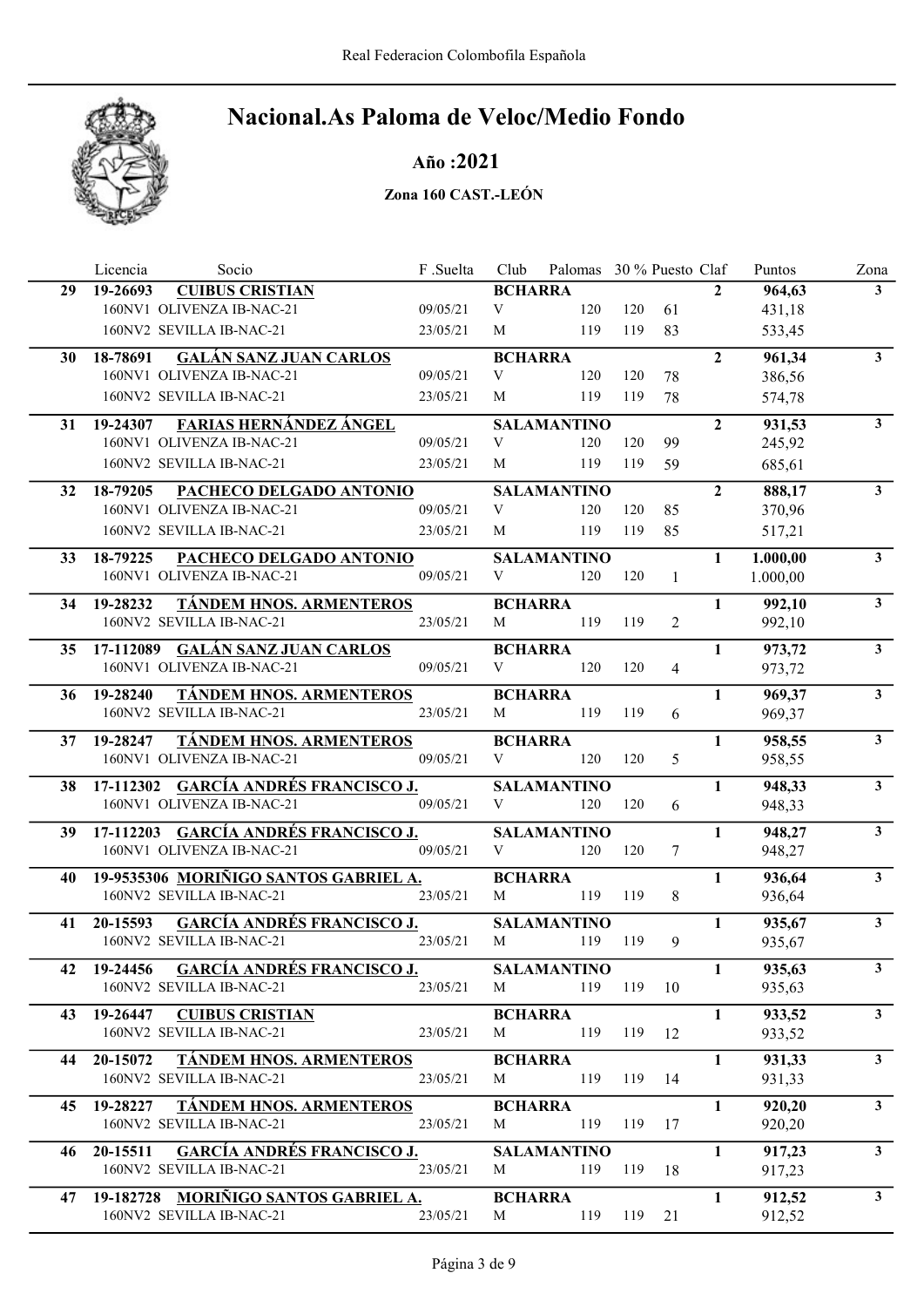# Nacional.As Paloma de Veloc/Medio Fondo

## Año :2021

### Zona 160 CAST.-LEÓN

| | Licencia | Socio | F .Suelta | Club | Palomas | 30 % | Puesto | Claf | Puntos | Zona |
|---|---|---|---|---|---|---|---|---|---|---|
| **29** | **19-26693** | **CUIBUS CRISTIAN** | | **BCHARRA** | | | | **2** | **964,63** | **3** |
| | 160NV1 OLIVENZA IB-NAC-21 | | 09/05/21 | V | 120 | 120 | 61 | | 431,18 | |
| | 160NV2 SEVILLA IB-NAC-21 | | 23/05/21 | M | 119 | 119 | 83 | | 533,45 | |
| **30** | **18-78691** | **GALÁN SANZ JUAN CARLOS** | | **BCHARRA** | | | | **2** | **961,34** | **3** |
| | 160NV1 OLIVENZA IB-NAC-21 | | 09/05/21 | V | 120 | 120 | 78 | | 386,56 | |
| | 160NV2 SEVILLA IB-NAC-21 | | 23/05/21 | M | 119 | 119 | 78 | | 574,78 | |
| **31** | **19-24307** | **FARIAS HERNÁNDEZ ÁNGEL** | | **SALAMANTINO** | | | | **2** | **931,53** | **3** |
| | 160NV1 OLIVENZA IB-NAC-21 | | 09/05/21 | V | 120 | 120 | 99 | | 245,92 | |
| | 160NV2 SEVILLA IB-NAC-21 | | 23/05/21 | M | 119 | 119 | 59 | | 685,61 | |
| **32** | **18-79205** | **PACHECO DELGADO ANTONIO** | | **SALAMANTINO** | | | | **2** | **888,17** | **3** |
| | 160NV1 OLIVENZA IB-NAC-21 | | 09/05/21 | V | 120 | 120 | 85 | | 370,96 | |
| | 160NV2 SEVILLA IB-NAC-21 | | 23/05/21 | M | 119 | 119 | 85 | | 517,21 | |
| **33** | **18-79225** | **PACHECO DELGADO ANTONIO** | | **SALAMANTINO** | | | | **1** | **1.000,00** | **3** |
| | 160NV1 OLIVENZA IB-NAC-21 | | 09/05/21 | V | 120 | 120 | 1 | | 1.000,00 | |
| **34** | **19-28232** | **TÁNDEM HNOS. ARMENTEROS** | | **BCHARRA** | | | | **1** | **992,10** | **3** |
| | 160NV2 SEVILLA IB-NAC-21 | | 23/05/21 | M | 119 | 119 | 2 | | 992,10 | |
| **35** | **17-112089** | **GALÁN SANZ JUAN CARLOS** | | **BCHARRA** | | | | **1** | **973,72** | **3** |
| | 160NV1 OLIVENZA IB-NAC-21 | | 09/05/21 | V | 120 | 120 | 4 | | 973,72 | |
| **36** | **19-28240** | **TÁNDEM HNOS. ARMENTEROS** | | **BCHARRA** | | | | **1** | **969,37** | **3** |
| | 160NV2 SEVILLA IB-NAC-21 | | 23/05/21 | M | 119 | 119 | 6 | | 969,37 | |
| **37** | **19-28247** | **TÁNDEM HNOS. ARMENTEROS** | | **BCHARRA** | | | | **1** | **958,55** | **3** |
| | 160NV1 OLIVENZA IB-NAC-21 | | 09/05/21 | V | 120 | 120 | 5 | | 958,55 | |
| **38** | **17-112302** | **GARCÍA ANDRÉS FRANCISCO J.** | | **SALAMANTINO** | | | | **1** | **948,33** | **3** |
| | 160NV1 OLIVENZA IB-NAC-21 | | 09/05/21 | V | 120 | 120 | 6 | | 948,33 | |
| **39** | **17-112203** | **GARCÍA ANDRÉS FRANCISCO J.** | | **SALAMANTINO** | | | | **1** | **948,27** | **3** |
| | 160NV1 OLIVENZA IB-NAC-21 | | 09/05/21 | V | 120 | 120 | 7 | | 948,27 | |
| **40** | **19-9535306** | **MORIÑIGO SANTOS GABRIEL A.** | | **BCHARRA** | | | | **1** | **936,64** | **3** |
| | 160NV2 SEVILLA IB-NAC-21 | | 23/05/21 | M | 119 | 119 | 8 | | 936,64 | |
| **41** | **20-15593** | **GARCÍA ANDRÉS FRANCISCO J.** | | **SALAMANTINO** | | | | **1** | **935,67** | **3** |
| | 160NV2 SEVILLA IB-NAC-21 | | 23/05/21 | M | 119 | 119 | 9 | | 935,67 | |
| **42** | **19-24456** | **GARCÍA ANDRÉS FRANCISCO J.** | | **SALAMANTINO** | | | | **1** | **935,63** | **3** |
| | 160NV2 SEVILLA IB-NAC-21 | | 23/05/21 | M | 119 | 119 | 10 | | 935,63 | |
| **43** | **19-26447** | **CUIBUS CRISTIAN** | | **BCHARRA** | | | | **1** | **933,52** | **3** |
| | 160NV2 SEVILLA IB-NAC-21 | | 23/05/21 | M | 119 | 119 | 12 | | 933,52 | |
| **44** | **20-15072** | **TÁNDEM HNOS. ARMENTEROS** | | **BCHARRA** | | | | **1** | **931,33** | **3** |
| | 160NV2 SEVILLA IB-NAC-21 | | 23/05/21 | M | 119 | 119 | 14 | | 931,33 | |
| **45** | **19-28227** | **TÁNDEM HNOS. ARMENTEROS** | | **BCHARRA** | | | | **1** | **920,20** | **3** |
| | 160NV2 SEVILLA IB-NAC-21 | | 23/05/21 | M | 119 | 119 | 17 | | 920,20 | |
| **46** | **20-15511** | **GARCÍA ANDRÉS FRANCISCO J.** | | **SALAMANTINO** | | | | **1** | **917,23** | **3** |
| | 160NV2 SEVILLA IB-NAC-21 | | 23/05/21 | M | 119 | 119 | 18 | | 917,23 | |
| **47** | **19-182728** | **MORIÑIGO SANTOS GABRIEL A.** | | **BCHARRA** | | | | **1** | **912,52** | **3** |
| | 160NV2 SEVILLA IB-NAC-21 | | 23/05/21 | M | 119 | 119 | 21 | | 912,52 | |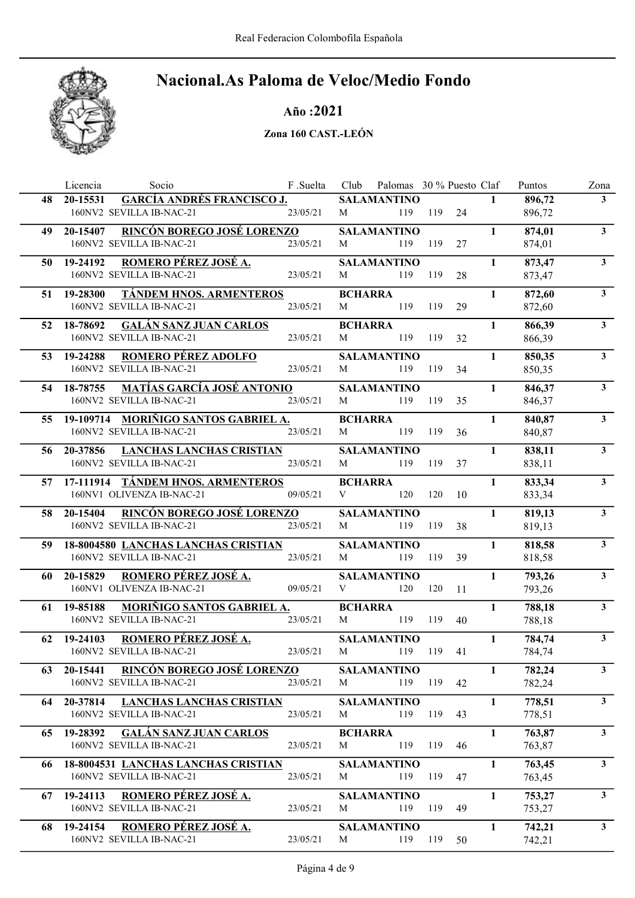# Nacional.As Paloma de Veloc/Medio Fondo

**Año :2021**

**Zona 160 CAST.-LEÓN**

| | Licencia | Socio | F .Suelta | Club | Palomas | 30 % | Puesto | Claf | Puntos | Zona |
|---|---|---|---|---|---|---|---|---|---|---|
| **48** | **20-15531** | **GARCÍA ANDRÉS FRANCISCO J.** | | **SALAMANTINO** | | | | **1** | **896,72** | **3** |
| | | 160NV2 SEVILLA IB-NAC-21 | 23/05/21 | M | 119 | 119 | 24 | | 896,72 | |
| **49** | **20-15407** | **RINCÓN BOREGO JOSÉ LORENZO** | | **SALAMANTINO** | | | | **1** | **874,01** | **3** |
| | | 160NV2 SEVILLA IB-NAC-21 | 23/05/21 | M | 119 | 119 | 27 | | 874,01 | |
| **50** | **19-24192** | **ROMERO PÉREZ JOSÉ A.** | | **SALAMANTINO** | | | | **1** | **873,47** | **3** |
| | | 160NV2 SEVILLA IB-NAC-21 | 23/05/21 | M | 119 | 119 | 28 | | 873,47 | |
| **51** | **19-28300** | **TÁNDEM HNOS. ARMENTEROS** | | **BCHARRA** | | | | **1** | **872,60** | **3** |
| | | 160NV2 SEVILLA IB-NAC-21 | 23/05/21 | M | 119 | 119 | 29 | | 872,60 | |
| **52** | **18-78692** | **GALÁN SANZ JUAN CARLOS** | | **BCHARRA** | | | | **1** | **866,39** | **3** |
| | | 160NV2 SEVILLA IB-NAC-21 | 23/05/21 | M | 119 | 119 | 32 | | 866,39 | |
| **53** | **19-24288** | **ROMERO PÉREZ ADOLFO** | | **SALAMANTINO** | | | | **1** | **850,35** | **3** |
| | | 160NV2 SEVILLA IB-NAC-21 | 23/05/21 | M | 119 | 119 | 34 | | 850,35 | |
| **54** | **18-78755** | **MATÍAS GARCÍA JOSÉ ANTONIO** | | **SALAMANTINO** | | | | **1** | **846,37** | **3** |
| | | 160NV2 SEVILLA IB-NAC-21 | 23/05/21 | M | 119 | 119 | 35 | | 846,37 | |
| **55** | **19-109714** | **MORIÑIGO SANTOS GABRIEL A.** | | **BCHARRA** | | | | **1** | **840,87** | **3** |
| | | 160NV2 SEVILLA IB-NAC-21 | 23/05/21 | M | 119 | 119 | 36 | | 840,87 | |
| **56** | **20-37856** | **LANCHAS LANCHAS CRISTIAN** | | **SALAMANTINO** | | | | **1** | **838,11** | **3** |
| | | 160NV2 SEVILLA IB-NAC-21 | 23/05/21 | M | 119 | 119 | 37 | | 838,11 | |
| **57** | **17-111914** | **TÁNDEM HNOS. ARMENTEROS** | | **BCHARRA** | | | | **1** | **833,34** | **3** |
| | | 160NV1 OLIVENZA IB-NAC-21 | 09/05/21 | V | 120 | 120 | 10 | | 833,34 | |
| **58** | **20-15404** | **RINCÓN BOREGO JOSÉ LORENZO** | | **SALAMANTINO** | | | | **1** | **819,13** | **3** |
| | | 160NV2 SEVILLA IB-NAC-21 | 23/05/21 | M | 119 | 119 | 38 | | 819,13 | |
| **59** | **18-8004580** | **LANCHAS LANCHAS CRISTIAN** | | **SALAMANTINO** | | | | **1** | **818,58** | **3** |
| | | 160NV2 SEVILLA IB-NAC-21 | 23/05/21 | M | 119 | 119 | 39 | | 818,58 | |
| **60** | **20-15829** | **ROMERO PÉREZ JOSÉ A.** | | **SALAMANTINO** | | | | **1** | **793,26** | **3** |
| | | 160NV1 OLIVENZA IB-NAC-21 | 09/05/21 | V | 120 | 120 | 11 | | 793,26 | |
| **61** | **19-85188** | **MORIÑIGO SANTOS GABRIEL A.** | | **BCHARRA** | | | | **1** | **788,18** | **3** |
| | | 160NV2 SEVILLA IB-NAC-21 | 23/05/21 | M | 119 | 119 | 40 | | 788,18 | |
| **62** | **19-24103** | **ROMERO PÉREZ JOSÉ A.** | | **SALAMANTINO** | | | | **1** | **784,74** | **3** |
| | | 160NV2 SEVILLA IB-NAC-21 | 23/05/21 | M | 119 | 119 | 41 | | 784,74 | |
| **63** | **20-15441** | **RINCÓN BOREGO JOSÉ LORENZO** | | **SALAMANTINO** | | | | **1** | **782,24** | **3** |
| | | 160NV2 SEVILLA IB-NAC-21 | 23/05/21 | M | 119 | 119 | 42 | | 782,24 | |
| **64** | **20-37814** | **LANCHAS LANCHAS CRISTIAN** | | **SALAMANTINO** | | | | **1** | **778,51** | **3** |
| | | 160NV2 SEVILLA IB-NAC-21 | 23/05/21 | M | 119 | 119 | 43 | | 778,51 | |
| **65** | **19-28392** | **GALÁN SANZ JUAN CARLOS** | | **BCHARRA** | | | | **1** | **763,87** | **3** |
| | | 160NV2 SEVILLA IB-NAC-21 | 23/05/21 | M | 119 | 119 | 46 | | 763,87 | |
| **66** | **18-8004531** | **LANCHAS LANCHAS CRISTIAN** | | **SALAMANTINO** | | | | **1** | **763,45** | **3** |
| | | 160NV2 SEVILLA IB-NAC-21 | 23/05/21 | M | 119 | 119 | 47 | | 763,45 | |
| **67** | **19-24113** | **ROMERO PÉREZ JOSÉ A.** | | **SALAMANTINO** | | | | **1** | **753,27** | **3** |
| | | 160NV2 SEVILLA IB-NAC-21 | 23/05/21 | M | 119 | 119 | 49 | | 753,27 | |
| **68** | **19-24154** | **ROMERO PÉREZ JOSÉ A.** | | **SALAMANTINO** | | | | **1** | **742,21** | **3** |
| | | 160NV2 SEVILLA IB-NAC-21 | 23/05/21 | M | 119 | 119 | 50 | | 742,21 | |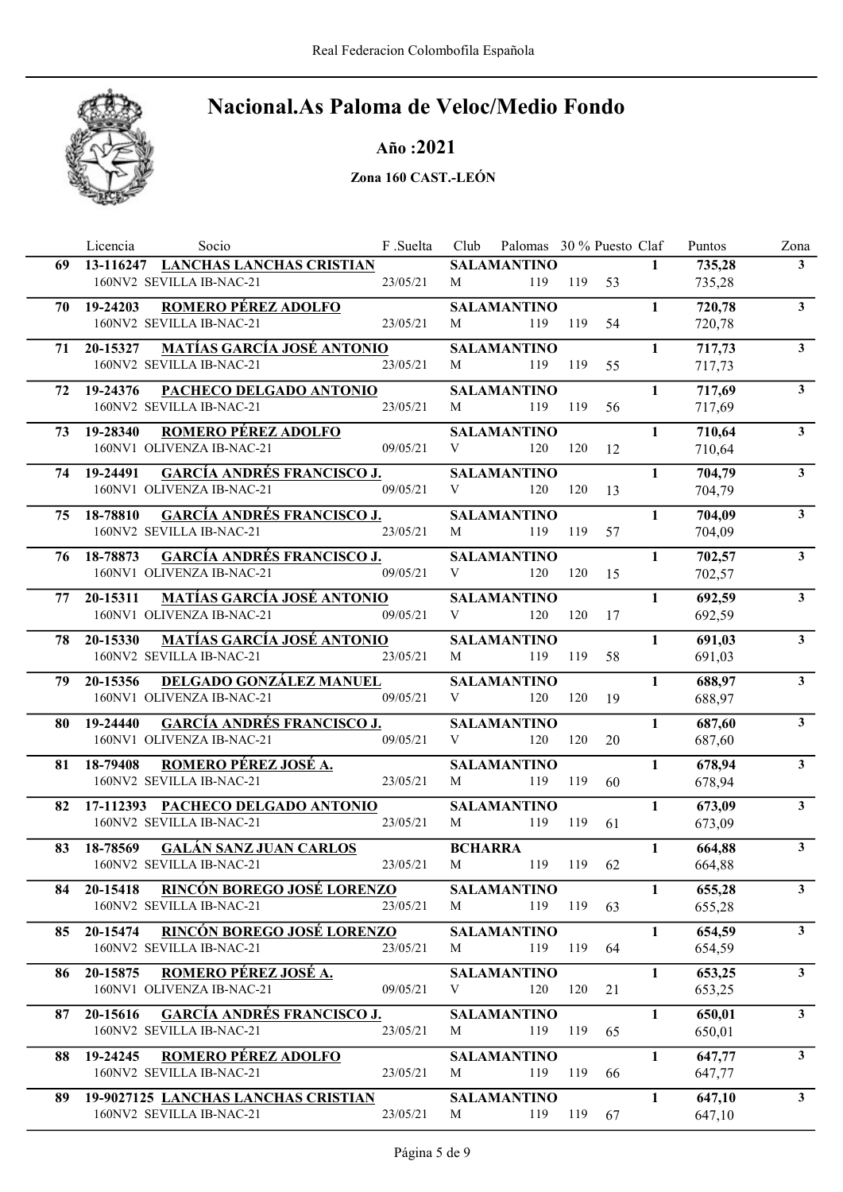Real Federacion Colombofila Española

# Nacional.As Paloma de Veloc/Medio Fondo

## Año :2021

### Zona 160 CAST.-LEÓN

| | Licencia | Socio | F .Suelta | Club | Palomas | 30 % | Puesto | Claf | Puntos | Zona |
|---|---|---|---|---|---|---|---|---|---|---|
| 69 | 13-116247 | **LANCHAS LANCHAS CRISTIAN** | | **SALAMANTINO** | | | | **1** | **735,28** | **3** |
| | | 160NV2 SEVILLA IB-NAC-21 | 23/05/21 | M | 119 | 119 | 53 | | 735,28 | |
| 70 | 19-24203 | **ROMERO PÉREZ ADOLFO** | | **SALAMANTINO** | | | | **1** | **720,78** | **3** |
| | | 160NV2 SEVILLA IB-NAC-21 | 23/05/21 | M | 119 | 119 | 54 | | 720,78 | |
| 71 | 20-15327 | **MATÍAS GARCÍA JOSÉ ANTONIO** | | **SALAMANTINO** | | | | **1** | **717,73** | **3** |
| | | 160NV2 SEVILLA IB-NAC-21 | 23/05/21 | M | 119 | 119 | 55 | | 717,73 | |
| 72 | 19-24376 | **PACHECO DELGADO ANTONIO** | | **SALAMANTINO** | | | | **1** | **717,69** | **3** |
| | | 160NV2 SEVILLA IB-NAC-21 | 23/05/21 | M | 119 | 119 | 56 | | 717,69 | |
| 73 | 19-28340 | **ROMERO PÉREZ ADOLFO** | | **SALAMANTINO** | | | | **1** | **710,64** | **3** |
| | | 160NV1 OLIVENZA IB-NAC-21 | 09/05/21 | V | 120 | 120 | 12 | | 710,64 | |
| 74 | 19-24491 | **GARCÍA ANDRÉS FRANCISCO J.** | | **SALAMANTINO** | | | | **1** | **704,79** | **3** |
| | | 160NV1 OLIVENZA IB-NAC-21 | 09/05/21 | V | 120 | 120 | 13 | | 704,79 | |
| 75 | 18-78810 | **GARCÍA ANDRÉS FRANCISCO J.** | | **SALAMANTINO** | | | | **1** | **704,09** | **3** |
| | | 160NV2 SEVILLA IB-NAC-21 | 23/05/21 | M | 119 | 119 | 57 | | 704,09 | |
| 76 | 18-78873 | **GARCÍA ANDRÉS FRANCISCO J.** | | **SALAMANTINO** | | | | **1** | **702,57** | **3** |
| | | 160NV1 OLIVENZA IB-NAC-21 | 09/05/21 | V | 120 | 120 | 15 | | 702,57 | |
| 77 | 20-15311 | **MATÍAS GARCÍA JOSÉ ANTONIO** | | **SALAMANTINO** | | | | **1** | **692,59** | **3** |
| | | 160NV1 OLIVENZA IB-NAC-21 | 09/05/21 | V | 120 | 120 | 17 | | 692,59 | |
| 78 | 20-15330 | **MATÍAS GARCÍA JOSÉ ANTONIO** | | **SALAMANTINO** | | | | **1** | **691,03** | **3** |
| | | 160NV2 SEVILLA IB-NAC-21 | 23/05/21 | M | 119 | 119 | 58 | | 691,03 | |
| 79 | 20-15356 | **DELGADO GONZÁLEZ MANUEL** | | **SALAMANTINO** | | | | **1** | **688,97** | **3** |
| | | 160NV1 OLIVENZA IB-NAC-21 | 09/05/21 | V | 120 | 120 | 19 | | 688,97 | |
| 80 | 19-24440 | **GARCÍA ANDRÉS FRANCISCO J.** | | **SALAMANTINO** | | | | **1** | **687,60** | **3** |
| | | 160NV1 OLIVENZA IB-NAC-21 | 09/05/21 | V | 120 | 120 | 20 | | 687,60 | |
| 81 | 18-79408 | **ROMERO PÉREZ JOSÉ A.** | | **SALAMANTINO** | | | | **1** | **678,94** | **3** |
| | | 160NV2 SEVILLA IB-NAC-21 | 23/05/21 | M | 119 | 119 | 60 | | 678,94 | |
| 82 | 17-112393 | **PACHECO DELGADO ANTONIO** | | **SALAMANTINO** | | | | **1** | **673,09** | **3** |
| | | 160NV2 SEVILLA IB-NAC-21 | 23/05/21 | M | 119 | 119 | 61 | | 673,09 | |
| 83 | 18-78569 | **GALÁN SANZ JUAN CARLOS** | | **BCHARRA** | | | | **1** | **664,88** | **3** |
| | | 160NV2 SEVILLA IB-NAC-21 | 23/05/21 | M | 119 | 119 | 62 | | 664,88 | |
| 84 | 20-15418 | **RINCÓN BOREGO JOSÉ LORENZO** | | **SALAMANTINO** | | | | **1** | **655,28** | **3** |
| | | 160NV2 SEVILLA IB-NAC-21 | 23/05/21 | M | 119 | 119 | 63 | | 655,28 | |
| 85 | 20-15474 | **RINCÓN BOREGO JOSÉ LORENZO** | | **SALAMANTINO** | | | | **1** | **654,59** | **3** |
| | | 160NV2 SEVILLA IB-NAC-21 | 23/05/21 | M | 119 | 119 | 64 | | 654,59 | |
| 86 | 20-15875 | **ROMERO PÉREZ JOSÉ A.** | | **SALAMANTINO** | | | | **1** | **653,25** | **3** |
| | | 160NV1 OLIVENZA IB-NAC-21 | 09/05/21 | V | 120 | 120 | 21 | | 653,25 | |
| 87 | 20-15616 | **GARCÍA ANDRÉS FRANCISCO J.** | | **SALAMANTINO** | | | | **1** | **650,01** | **3** |
| | | 160NV2 SEVILLA IB-NAC-21 | 23/05/21 | M | 119 | 119 | 65 | | 650,01 | |
| 88 | 19-24245 | **ROMERO PÉREZ ADOLFO** | | **SALAMANTINO** | | | | **1** | **647,77** | **3** |
| | | 160NV2 SEVILLA IB-NAC-21 | 23/05/21 | M | 119 | 119 | 66 | | 647,77 | |
| 89 | 19-9027125 | **LANCHAS LANCHAS CRISTIAN** | | **SALAMANTINO** | | | | **1** | **647,10** | **3** |
| | | 160NV2 SEVILLA IB-NAC-21 | 23/05/21 | M | 119 | 119 | 67 | | 647,10 | |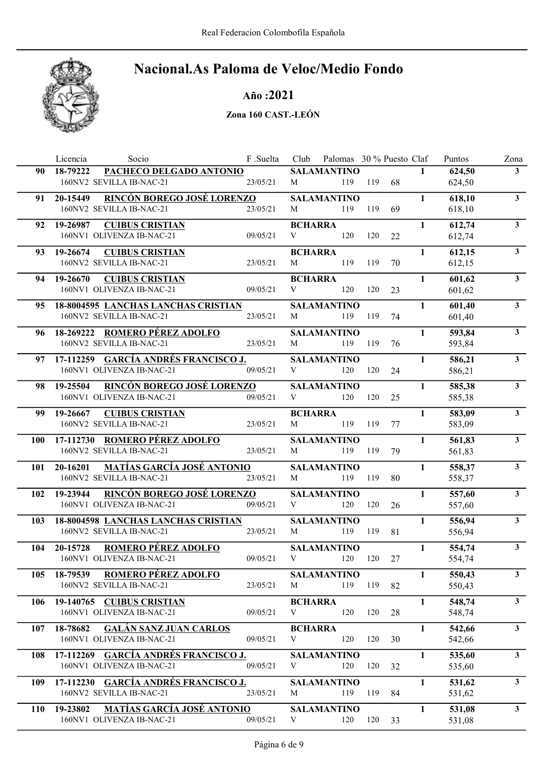Real Federacion Colombofila Española

# Nacional.As Paloma de Veloc/Medio Fondo

## Año :2021

### Zona 160 CAST.-LEÓN

| | Licencia | Socio | F .Suelta | Club | Palomas | 30 % | Puesto | Claf | Puntos | Zona |
|---|---|---|---|---|---|---|---|---|---|---|
| 90 | 18-79222 | **PACHECO DELGADO ANTONIO** | | **SALAMANTINO** | | | | 1 | **624,50** | 3 |
| | | 160NV2 SEVILLA IB-NAC-21 | 23/05/21 | M | 119 | 119 | 68 | | 624,50 | |
| 91 | 20-15449 | **RINCÓN BOREGO JOSÉ LORENZO** | | **SALAMANTINO** | | | | 1 | **618,10** | 3 |
| | | 160NV2 SEVILLA IB-NAC-21 | 23/05/21 | M | 119 | 119 | 69 | | 618,10 | |
| 92 | 19-26987 | **CUIBUS CRISTIAN** | | **BCHARRA** | | | | 1 | **612,74** | 3 |
| | | 160NV1 OLIVENZA IB-NAC-21 | 09/05/21 | V | 120 | 120 | 22 | | 612,74 | |
| 93 | 19-26674 | **CUIBUS CRISTIAN** | | **BCHARRA** | | | | 1 | **612,15** | 3 |
| | | 160NV2 SEVILLA IB-NAC-21 | 23/05/21 | M | 119 | 119 | 70 | | 612,15 | |
| 94 | 19-26670 | **CUIBUS CRISTIAN** | | **BCHARRA** | | | | 1 | **601,62** | 3 |
| | | 160NV1 OLIVENZA IB-NAC-21 | 09/05/21 | V | 120 | 120 | 23 | | 601,62 | |
| 95 | 18-8004595 | **LANCHAS LANCHAS CRISTIAN** | | **SALAMANTINO** | | | | 1 | **601,40** | 3 |
| | | 160NV2 SEVILLA IB-NAC-21 | 23/05/21 | M | 119 | 119 | 74 | | 601,40 | |
| 96 | 18-269222 | **ROMERO PÉREZ ADOLFO** | | **SALAMANTINO** | | | | 1 | **593,84** | 3 |
| | | 160NV2 SEVILLA IB-NAC-21 | 23/05/21 | M | 119 | 119 | 76 | | 593,84 | |
| 97 | 17-112259 | **GARCÍA ANDRÉS FRANCISCO J.** | | **SALAMANTINO** | | | | 1 | **586,21** | 3 |
| | | 160NV1 OLIVENZA IB-NAC-21 | 09/05/21 | V | 120 | 120 | 24 | | 586,21 | |
| 98 | 19-25504 | **RINCÓN BOREGO JOSÉ LORENZO** | | **SALAMANTINO** | | | | 1 | **585,38** | 3 |
| | | 160NV1 OLIVENZA IB-NAC-21 | 09/05/21 | V | 120 | 120 | 25 | | 585,38 | |
| 99 | 19-26667 | **CUIBUS CRISTIAN** | | **BCHARRA** | | | | 1 | **583,09** | 3 |
| | | 160NV2 SEVILLA IB-NAC-21 | 23/05/21 | M | 119 | 119 | 77 | | 583,09 | |
| 100 | 17-112730 | **ROMERO PÉREZ ADOLFO** | | **SALAMANTINO** | | | | 1 | **561,83** | 3 |
| | | 160NV2 SEVILLA IB-NAC-21 | 23/05/21 | M | 119 | 119 | 79 | | 561,83 | |
| 101 | 20-16201 | **MATÍAS GARCÍA JOSÉ ANTONIO** | | **SALAMANTINO** | | | | 1 | **558,37** | 3 |
| | | 160NV2 SEVILLA IB-NAC-21 | 23/05/21 | M | 119 | 119 | 80 | | 558,37 | |
| 102 | 19-23944 | **RINCÓN BOREGO JOSÉ LORENZO** | | **SALAMANTINO** | | | | 1 | **557,60** | 3 |
| | | 160NV1 OLIVENZA IB-NAC-21 | 09/05/21 | V | 120 | 120 | 26 | | 557,60 | |
| 103 | 18-8004598 | **LANCHAS LANCHAS CRISTIAN** | | **SALAMANTINO** | | | | 1 | **556,94** | 3 |
| | | 160NV2 SEVILLA IB-NAC-21 | 23/05/21 | M | 119 | 119 | 81 | | 556,94 | |
| 104 | 20-15728 | **ROMERO PÉREZ ADOLFO** | | **SALAMANTINO** | | | | 1 | **554,74** | 3 |
| | | 160NV1 OLIVENZA IB-NAC-21 | 09/05/21 | V | 120 | 120 | 27 | | 554,74 | |
| 105 | 18-79539 | **ROMERO PÉREZ ADOLFO** | | **SALAMANTINO** | | | | 1 | **550,43** | 3 |
| | | 160NV2 SEVILLA IB-NAC-21 | 23/05/21 | M | 119 | 119 | 82 | | 550,43 | |
| 106 | 19-140765 | **CUIBUS CRISTIAN** | | **BCHARRA** | | | | 1 | **548,74** | 3 |
| | | 160NV1 OLIVENZA IB-NAC-21 | 09/05/21 | V | 120 | 120 | 28 | | 548,74 | |
| 107 | 18-78682 | **GALÁN SANZ JUAN CARLOS** | | **BCHARRA** | | | | 1 | **542,66** | 3 |
| | | 160NV1 OLIVENZA IB-NAC-21 | 09/05/21 | V | 120 | 120 | 30 | | 542,66 | |
| 108 | 17-112269 | **GARCÍA ANDRÉS FRANCISCO J.** | | **SALAMANTINO** | | | | 1 | **535,60** | 3 |
| | | 160NV1 OLIVENZA IB-NAC-21 | 09/05/21 | V | 120 | 120 | 32 | | 535,60 | |
| 109 | 17-112230 | **GARCÍA ANDRÉS FRANCISCO J.** | | **SALAMANTINO** | | | | 1 | **531,62** | 3 |
| | | 160NV2 SEVILLA IB-NAC-21 | 23/05/21 | M | 119 | 119 | 84 | | 531,62 | |
| 110 | 19-23802 | **MATÍAS GARCÍA JOSÉ ANTONIO** | | **SALAMANTINO** | | | | 1 | **531,08** | 3 |
| | | 160NV1 OLIVENZA IB-NAC-21 | 09/05/21 | V | 120 | 120 | 33 | | 531,08 | |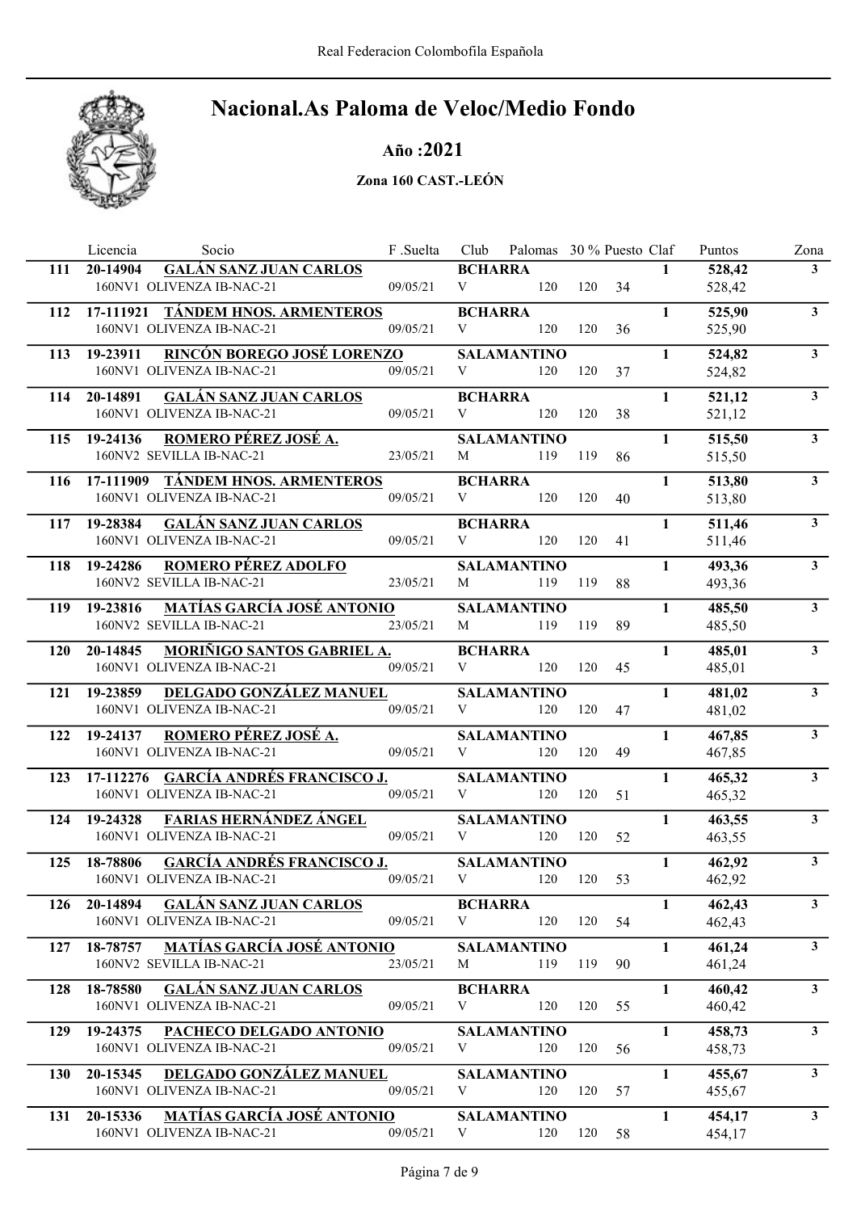# Nacional.As Paloma de Veloc/Medio Fondo

**Año :2021**

**Zona 160 CAST.-LEÓN**

| | Licencia | Socio | F .Suelta | Club | Palomas | 30 % | Puesto | Claf | Puntos | Zona |
|---|---|---|---|---|---|---|---|---|---|---|
| **111** | **20-14904** | **GALÁN SANZ JUAN CARLOS** | | **BCHARRA** | | | | **1** | **528,42** | **3** |
| | | 160NV1 OLIVENZA IB-NAC-21 | 09/05/21 | V | 120 | 120 | 34 | | 528,42 | |
| **112** | **17-111921** | **TÁNDEM HNOS. ARMENTEROS** | | **BCHARRA** | | | | **1** | **525,90** | **3** |
| | | 160NV1 OLIVENZA IB-NAC-21 | 09/05/21 | V | 120 | 120 | 36 | | 525,90 | |
| **113** | **19-23911** | **RINCÓN BOREGO JOSÉ LORENZO** | | **SALAMANTINO** | | | | **1** | **524,82** | **3** |
| | | 160NV1 OLIVENZA IB-NAC-21 | 09/05/21 | V | 120 | 120 | 37 | | 524,82 | |
| **114** | **20-14891** | **GALÁN SANZ JUAN CARLOS** | | **BCHARRA** | | | | **1** | **521,12** | **3** |
| | | 160NV1 OLIVENZA IB-NAC-21 | 09/05/21 | V | 120 | 120 | 38 | | 521,12 | |
| **115** | **19-24136** | **ROMERO PÉREZ JOSÉ A.** | | **SALAMANTINO** | | | | **1** | **515,50** | **3** |
| | | 160NV2 SEVILLA IB-NAC-21 | 23/05/21 | M | 119 | 119 | 86 | | 515,50 | |
| **116** | **17-111909** | **TÁNDEM HNOS. ARMENTEROS** | | **BCHARRA** | | | | **1** | **513,80** | **3** |
| | | 160NV1 OLIVENZA IB-NAC-21 | 09/05/21 | V | 120 | 120 | 40 | | 513,80 | |
| **117** | **19-28384** | **GALÁN SANZ JUAN CARLOS** | | **BCHARRA** | | | | **1** | **511,46** | **3** |
| | | 160NV1 OLIVENZA IB-NAC-21 | 09/05/21 | V | 120 | 120 | 41 | | 511,46 | |
| **118** | **19-24286** | **ROMERO PÉREZ ADOLFO** | | **SALAMANTINO** | | | | **1** | **493,36** | **3** |
| | | 160NV2 SEVILLA IB-NAC-21 | 23/05/21 | M | 119 | 119 | 88 | | 493,36 | |
| **119** | **19-23816** | **MATÍAS GARCÍA JOSÉ ANTONIO** | | **SALAMANTINO** | | | | **1** | **485,50** | **3** |
| | | 160NV2 SEVILLA IB-NAC-21 | 23/05/21 | M | 119 | 119 | 89 | | 485,50 | |
| **120** | **20-14845** | **MORIÑIGO SANTOS GABRIEL A.** | | **BCHARRA** | | | | **1** | **485,01** | **3** |
| | | 160NV1 OLIVENZA IB-NAC-21 | 09/05/21 | V | 120 | 120 | 45 | | 485,01 | |
| **121** | **19-23859** | **DELGADO GONZÁLEZ MANUEL** | | **SALAMANTINO** | | | | **1** | **481,02** | **3** |
| | | 160NV1 OLIVENZA IB-NAC-21 | 09/05/21 | V | 120 | 120 | 47 | | 481,02 | |
| **122** | **19-24137** | **ROMERO PÉREZ JOSÉ A.** | | **SALAMANTINO** | | | | **1** | **467,85** | **3** |
| | | 160NV1 OLIVENZA IB-NAC-21 | 09/05/21 | V | 120 | 120 | 49 | | 467,85 | |
| **123** | **17-112276** | **GARCÍA ANDRÉS FRANCISCO J.** | | **SALAMANTINO** | | | | **1** | **465,32** | **3** |
| | | 160NV1 OLIVENZA IB-NAC-21 | 09/05/21 | V | 120 | 120 | 51 | | 465,32 | |
| **124** | **19-24328** | **FARIAS HERNÁNDEZ ÁNGEL** | | **SALAMANTINO** | | | | **1** | **463,55** | **3** |
| | | 160NV1 OLIVENZA IB-NAC-21 | 09/05/21 | V | 120 | 120 | 52 | | 463,55 | |
| **125** | **18-78806** | **GARCÍA ANDRÉS FRANCISCO J.** | | **SALAMANTINO** | | | | **1** | **462,92** | **3** |
| | | 160NV1 OLIVENZA IB-NAC-21 | 09/05/21 | V | 120 | 120 | 53 | | 462,92 | |
| **126** | **20-14894** | **GALÁN SANZ JUAN CARLOS** | | **BCHARRA** | | | | **1** | **462,43** | **3** |
| | | 160NV1 OLIVENZA IB-NAC-21 | 09/05/21 | V | 120 | 120 | 54 | | 462,43 | |
| **127** | **18-78757** | **MATÍAS GARCÍA JOSÉ ANTONIO** | | **SALAMANTINO** | | | | **1** | **461,24** | **3** |
| | | 160NV2 SEVILLA IB-NAC-21 | 23/05/21 | M | 119 | 119 | 90 | | 461,24 | |
| **128** | **18-78580** | **GALÁN SANZ JUAN CARLOS** | | **BCHARRA** | | | | **1** | **460,42** | **3** |
| | | 160NV1 OLIVENZA IB-NAC-21 | 09/05/21 | V | 120 | 120 | 55 | | 460,42 | |
| **129** | **19-24375** | **PACHECO DELGADO ANTONIO** | | **SALAMANTINO** | | | | **1** | **458,73** | **3** |
| | | 160NV1 OLIVENZA IB-NAC-21 | 09/05/21 | V | 120 | 120 | 56 | | 458,73 | |
| **130** | **20-15345** | **DELGADO GONZÁLEZ MANUEL** | | **SALAMANTINO** | | | | **1** | **455,67** | **3** |
| | | 160NV1 OLIVENZA IB-NAC-21 | 09/05/21 | V | 120 | 120 | 57 | | 455,67 | |
| **131** | **20-15336** | **MATÍAS GARCÍA JOSÉ ANTONIO** | | **SALAMANTINO** | | | | **1** | **454,17** | **3** |
| | | 160NV1 OLIVENZA IB-NAC-21 | 09/05/21 | V | 120 | 120 | 58 | | 454,17 | |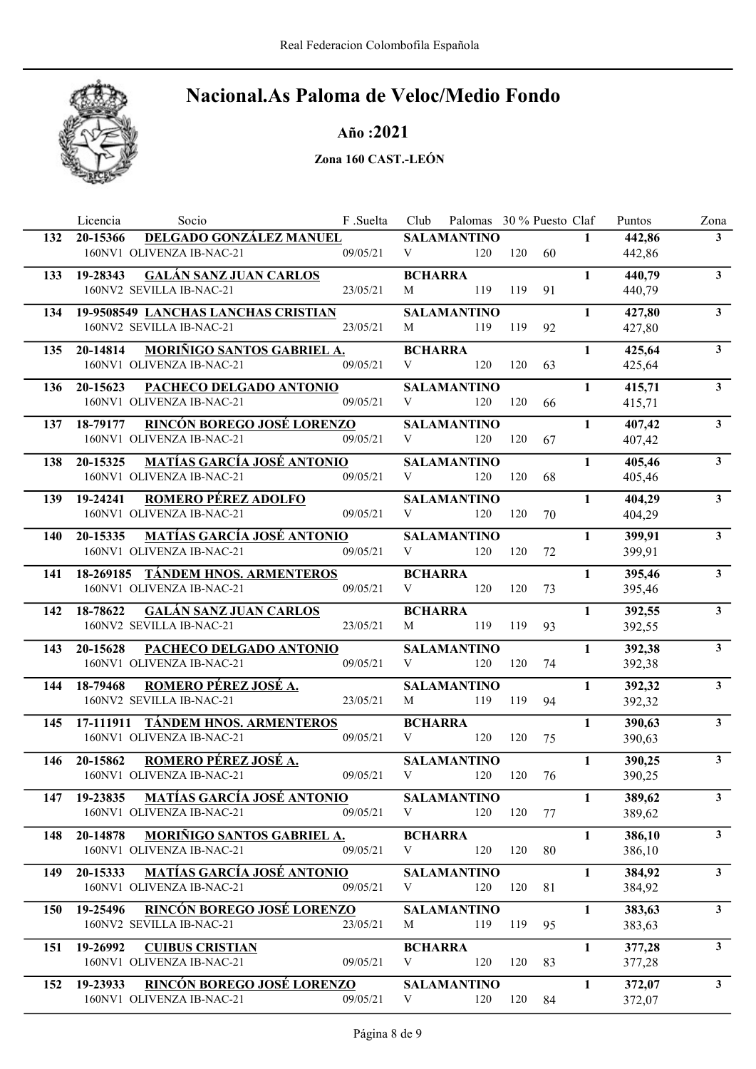# Nacional.As Paloma de Veloc/Medio Fondo

### Año :2021

#### Zona 160 CAST.-LEÓN

| | Licencia | Socio | F .Suelta | Club | Palomas | 30 % | Puesto | Claf | Puntos | Zona |
|---|---|---|---|---|---|---|---|---|---|---|
| 132 | 20-15366 | DELGADO GONZÁLEZ MANUEL | | SALAMANTINO | | | | 1 | 442,86 | 3 |
| | | 160NV1 OLIVENZA IB-NAC-21 | 09/05/21 | V | 120 | 120 | 60 | | 442,86 | |
| 133 | 19-28343 | GALÁN SANZ JUAN CARLOS | | BCHARRA | | | | 1 | 440,79 | 3 |
| | | 160NV2 SEVILLA IB-NAC-21 | 23/05/21 | M | 119 | 119 | 91 | | 440,79 | |
| 134 | 19-9508549 | LANCHAS LANCHAS CRISTIAN | | SALAMANTINO | | | | 1 | 427,80 | 3 |
| | | 160NV2 SEVILLA IB-NAC-21 | 23/05/21 | M | 119 | 119 | 92 | | 427,80 | |
| 135 | 20-14814 | MORIÑIGO SANTOS GABRIEL A. | | BCHARRA | | | | 1 | 425,64 | 3 |
| | | 160NV1 OLIVENZA IB-NAC-21 | 09/05/21 | V | 120 | 120 | 63 | | 425,64 | |
| 136 | 20-15623 | PACHECO DELGADO ANTONIO | | SALAMANTINO | | | | 1 | 415,71 | 3 |
| | | 160NV1 OLIVENZA IB-NAC-21 | 09/05/21 | V | 120 | 120 | 66 | | 415,71 | |
| 137 | 18-79177 | RINCÓN BOREGO JOSÉ LORENZO | | SALAMANTINO | | | | 1 | 407,42 | 3 |
| | | 160NV1 OLIVENZA IB-NAC-21 | 09/05/21 | V | 120 | 120 | 67 | | 407,42 | |
| 138 | 20-15325 | MATÍAS GARCÍA JOSÉ ANTONIO | | SALAMANTINO | | | | 1 | 405,46 | 3 |
| | | 160NV1 OLIVENZA IB-NAC-21 | 09/05/21 | V | 120 | 120 | 68 | | 405,46 | |
| 139 | 19-24241 | ROMERO PÉREZ ADOLFO | | SALAMANTINO | | | | 1 | 404,29 | 3 |
| | | 160NV1 OLIVENZA IB-NAC-21 | 09/05/21 | V | 120 | 120 | 70 | | 404,29 | |
| 140 | 20-15335 | MATÍAS GARCÍA JOSÉ ANTONIO | | SALAMANTINO | | | | 1 | 399,91 | 3 |
| | | 160NV1 OLIVENZA IB-NAC-21 | 09/05/21 | V | 120 | 120 | 72 | | 399,91 | |
| 141 | 18-269185 | TÁNDEM HNOS. ARMENTEROS | | BCHARRA | | | | 1 | 395,46 | 3 |
| | | 160NV1 OLIVENZA IB-NAC-21 | 09/05/21 | V | 120 | 120 | 73 | | 395,46 | |
| 142 | 18-78622 | GALÁN SANZ JUAN CARLOS | | BCHARRA | | | | 1 | 392,55 | 3 |
| | | 160NV2 SEVILLA IB-NAC-21 | 23/05/21 | M | 119 | 119 | 93 | | 392,55 | |
| 143 | 20-15628 | PACHECO DELGADO ANTONIO | | SALAMANTINO | | | | 1 | 392,38 | 3 |
| | | 160NV1 OLIVENZA IB-NAC-21 | 09/05/21 | V | 120 | 120 | 74 | | 392,38 | |
| 144 | 18-79468 | ROMERO PÉREZ JOSÉ A. | | SALAMANTINO | | | | 1 | 392,32 | 3 |
| | | 160NV2 SEVILLA IB-NAC-21 | 23/05/21 | M | 119 | 119 | 94 | | 392,32 | |
| 145 | 17-111911 | TÁNDEM HNOS. ARMENTEROS | | BCHARRA | | | | 1 | 390,63 | 3 |
| | | 160NV1 OLIVENZA IB-NAC-21 | 09/05/21 | V | 120 | 120 | 75 | | 390,63 | |
| 146 | 20-15862 | ROMERO PÉREZ JOSÉ A. | | SALAMANTINO | | | | 1 | 390,25 | 3 |
| | | 160NV1 OLIVENZA IB-NAC-21 | 09/05/21 | V | 120 | 120 | 76 | | 390,25 | |
| 147 | 19-23835 | MATÍAS GARCÍA JOSÉ ANTONIO | | SALAMANTINO | | | | 1 | 389,62 | 3 |
| | | 160NV1 OLIVENZA IB-NAC-21 | 09/05/21 | V | 120 | 120 | 77 | | 389,62 | |
| 148 | 20-14878 | MORIÑIGO SANTOS GABRIEL A. | | BCHARRA | | | | 1 | 386,10 | 3 |
| | | 160NV1 OLIVENZA IB-NAC-21 | 09/05/21 | V | 120 | 120 | 80 | | 386,10 | |
| 149 | 20-15333 | MATÍAS GARCÍA JOSÉ ANTONIO | | SALAMANTINO | | | | 1 | 384,92 | 3 |
| | | 160NV1 OLIVENZA IB-NAC-21 | 09/05/21 | V | 120 | 120 | 81 | | 384,92 | |
| 150 | 19-25496 | RINCÓN BOREGO JOSÉ LORENZO | | SALAMANTINO | | | | 1 | 383,63 | 3 |
| | | 160NV2 SEVILLA IB-NAC-21 | 23/05/21 | M | 119 | 119 | 95 | | 383,63 | |
| 151 | 19-26992 | CUIBUS CRISTIAN | | BCHARRA | | | | 1 | 377,28 | 3 |
| | | 160NV1 OLIVENZA IB-NAC-21 | 09/05/21 | V | 120 | 120 | 83 | | 377,28 | |
| 152 | 19-23933 | RINCÓN BOREGO JOSÉ LORENZO | | SALAMANTINO | | | | 1 | 372,07 | 3 |
| | | 160NV1 OLIVENZA IB-NAC-21 | 09/05/21 | V | 120 | 120 | 84 | | 372,07 | |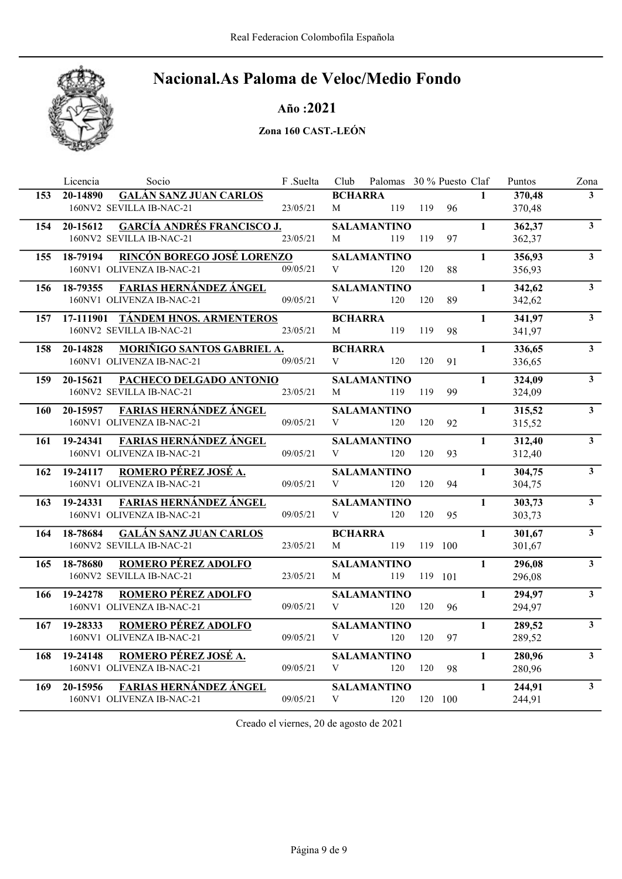# Nacional.As Paloma de Veloc/Medio Fondo

## Año :2021

### Zona 160 CAST.-LEÓN

| | Licencia | Socio | F .Suelta | Club | Palomas | 30 % | Puesto | Claf | Puntos | Zona |
|---|---|---|---|---|---|---|---|---|---|---|
| 153 | 20-14890 | **GALÁN SANZ JUAN CARLOS** | | **BCHARRA** | | | | **1** | **370,48** | **3** |
| | | 160NV2 SEVILLA IB-NAC-21 | 23/05/21 | M | 119 | 119 | 96 | | 370,48 | |
| 154 | 20-15612 | **GARCÍA ANDRÉS FRANCISCO J.** | | **SALAMANTINO** | | | | **1** | **362,37** | **3** |
| | | 160NV2 SEVILLA IB-NAC-21 | 23/05/21 | M | 119 | 119 | 97 | | 362,37 | |
| 155 | 18-79194 | **RINCÓN BOREGO JOSÉ LORENZO** | | **SALAMANTINO** | | | | **1** | **356,93** | **3** |
| | | 160NV1 OLIVENZA IB-NAC-21 | 09/05/21 | V | 120 | 120 | 88 | | 356,93 | |
| 156 | 18-79355 | **FARIAS HERNÁNDEZ ÁNGEL** | | **SALAMANTINO** | | | | **1** | **342,62** | **3** |
| | | 160NV1 OLIVENZA IB-NAC-21 | 09/05/21 | V | 120 | 120 | 89 | | 342,62 | |
| 157 | 17-111901 | **TÁNDEM HNOS. ARMENTEROS** | | **BCHARRA** | | | | **1** | **341,97** | **3** |
| | | 160NV2 SEVILLA IB-NAC-21 | 23/05/21 | M | 119 | 119 | 98 | | 341,97 | |
| 158 | 20-14828 | **MORIÑIGO SANTOS GABRIEL A.** | | **BCHARRA** | | | | **1** | **336,65** | **3** |
| | | 160NV1 OLIVENZA IB-NAC-21 | 09/05/21 | V | 120 | 120 | 91 | | 336,65 | |
| 159 | 20-15621 | **PACHECO DELGADO ANTONIO** | | **SALAMANTINO** | | | | **1** | **324,09** | **3** |
| | | 160NV2 SEVILLA IB-NAC-21 | 23/05/21 | M | 119 | 119 | 99 | | 324,09 | |
| 160 | 20-15957 | **FARIAS HERNÁNDEZ ÁNGEL** | | **SALAMANTINO** | | | | **1** | **315,52** | **3** |
| | | 160NV1 OLIVENZA IB-NAC-21 | 09/05/21 | V | 120 | 120 | 92 | | 315,52 | |
| 161 | 19-24341 | **FARIAS HERNÁNDEZ ÁNGEL** | | **SALAMANTINO** | | | | **1** | **312,40** | **3** |
| | | 160NV1 OLIVENZA IB-NAC-21 | 09/05/21 | V | 120 | 120 | 93 | | 312,40 | |
| 162 | 19-24117 | **ROMERO PÉREZ JOSÉ A.** | | **SALAMANTINO** | | | | **1** | **304,75** | **3** |
| | | 160NV1 OLIVENZA IB-NAC-21 | 09/05/21 | V | 120 | 120 | 94 | | 304,75 | |
| 163 | 19-24331 | **FARIAS HERNÁNDEZ ÁNGEL** | | **SALAMANTINO** | | | | **1** | **303,73** | **3** |
| | | 160NV1 OLIVENZA IB-NAC-21 | 09/05/21 | V | 120 | 120 | 95 | | 303,73 | |
| 164 | 18-78684 | **GALÁN SANZ JUAN CARLOS** | | **BCHARRA** | | | | **1** | **301,67** | **3** |
| | | 160NV2 SEVILLA IB-NAC-21 | 23/05/21 | M | 119 | 119 | 100 | | 301,67 | |
| 165 | 18-78680 | **ROMERO PÉREZ ADOLFO** | | **SALAMANTINO** | | | | **1** | **296,08** | **3** |
| | | 160NV2 SEVILLA IB-NAC-21 | 23/05/21 | M | 119 | 119 | 101 | | 296,08 | |
| 166 | 19-24278 | **ROMERO PÉREZ ADOLFO** | | **SALAMANTINO** | | | | **1** | **294,97** | **3** |
| | | 160NV1 OLIVENZA IB-NAC-21 | 09/05/21 | V | 120 | 120 | 96 | | 294,97 | |
| 167 | 19-28333 | **ROMERO PÉREZ ADOLFO** | | **SALAMANTINO** | | | | **1** | **289,52** | **3** |
| | | 160NV1 OLIVENZA IB-NAC-21 | 09/05/21 | V | 120 | 120 | 97 | | 289,52 | |
| 168 | 19-24148 | **ROMERO PÉREZ JOSÉ A.** | | **SALAMANTINO** | | | | **1** | **280,96** | **3** |
| | | 160NV1 OLIVENZA IB-NAC-21 | 09/05/21 | V | 120 | 120 | 98 | | 280,96 | |
| 169 | 20-15956 | **FARIAS HERNÁNDEZ ÁNGEL** | | **SALAMANTINO** | | | | **1** | **244,91** | **3** |
| | | 160NV1 OLIVENZA IB-NAC-21 | 09/05/21 | V | 120 | 120 | 100 | | 244,91 | |

Creado el viernes, 20 de agosto de 2021